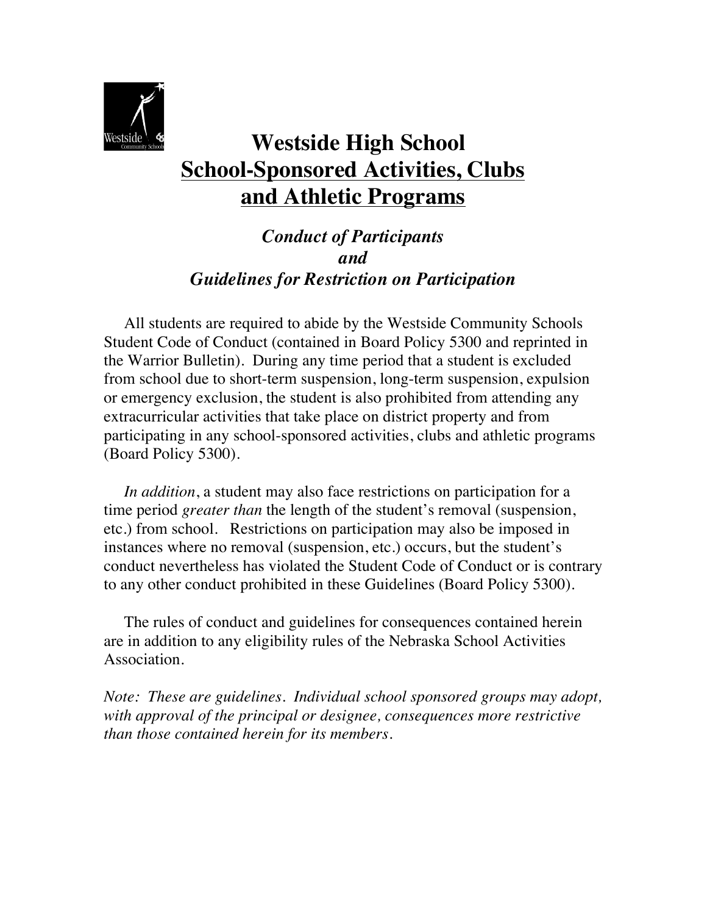# Westside High School
# School-Sponsored Activities, Clubs and Athletic Programs

## *Conduct of Participants and Guidelines for Restriction on Participation*

All students are required to abide by the Westside Community Schools Student Code of Conduct (contained in Board Policy 5300 and reprinted in the Warrior Bulletin). During any time period that a student is excluded from school due to short-term suspension, long-term suspension, expulsion or emergency exclusion, the student is also prohibited from attending any extracurricular activities that take place on district property and from participating in any school-sponsored activities, clubs and athletic programs (Board Policy 5300).

*In addition*, a student may also face restrictions on participation for a time period *greater than* the length of the student's removal (suspension, etc.) from school. Restrictions on participation may also be imposed in instances where no removal (suspension, etc.) occurs, but the student's conduct nevertheless has violated the Student Code of Conduct or is contrary to any other conduct prohibited in these Guidelines (Board Policy 5300).

The rules of conduct and guidelines for consequences contained herein are in addition to any eligibility rules of the Nebraska School Activities Association.

*Note: These are guidelines. Individual school sponsored groups may adopt, with approval of the principal or designee, consequences more restrictive than those contained herein for its members.*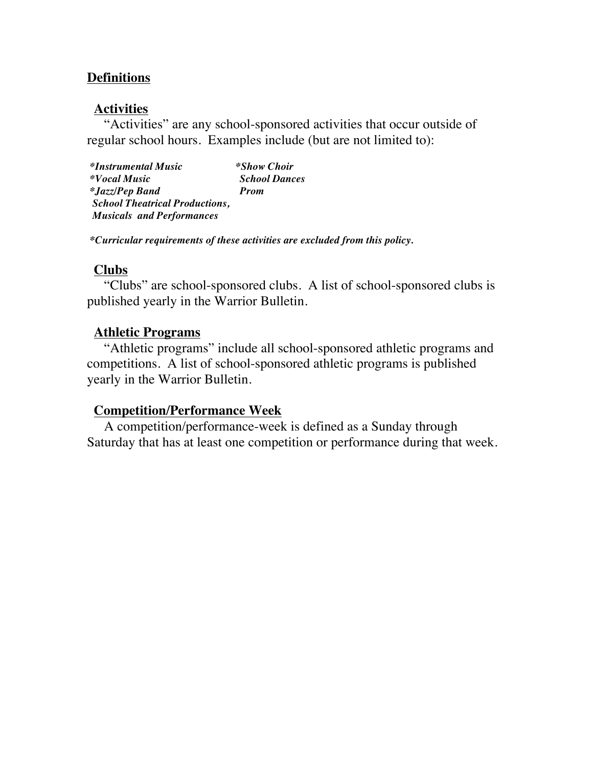## Definitions

### Activities

"Activities" are any school-sponsored activities that occur outside of regular school hours. Examples include (but are not limited to):

***Instrumental Music**
***Vocal Music**
***Jazz/Pep Band**
***School Theatrical Productions, Musicals and Performances***
***Show Choir**
***School Dances***
***Prom***

****Curricular requirements of these activities are excluded from this policy.***

### Clubs

"Clubs" are school-sponsored clubs. A list of school-sponsored clubs is published yearly in the Warrior Bulletin.

### Athletic Programs

"Athletic programs" include all school-sponsored athletic programs and competitions. A list of school-sponsored athletic programs is published yearly in the Warrior Bulletin.

### Competition/Performance Week

A competition/performance-week is defined as a Sunday through Saturday that has at least one competition or performance during that week.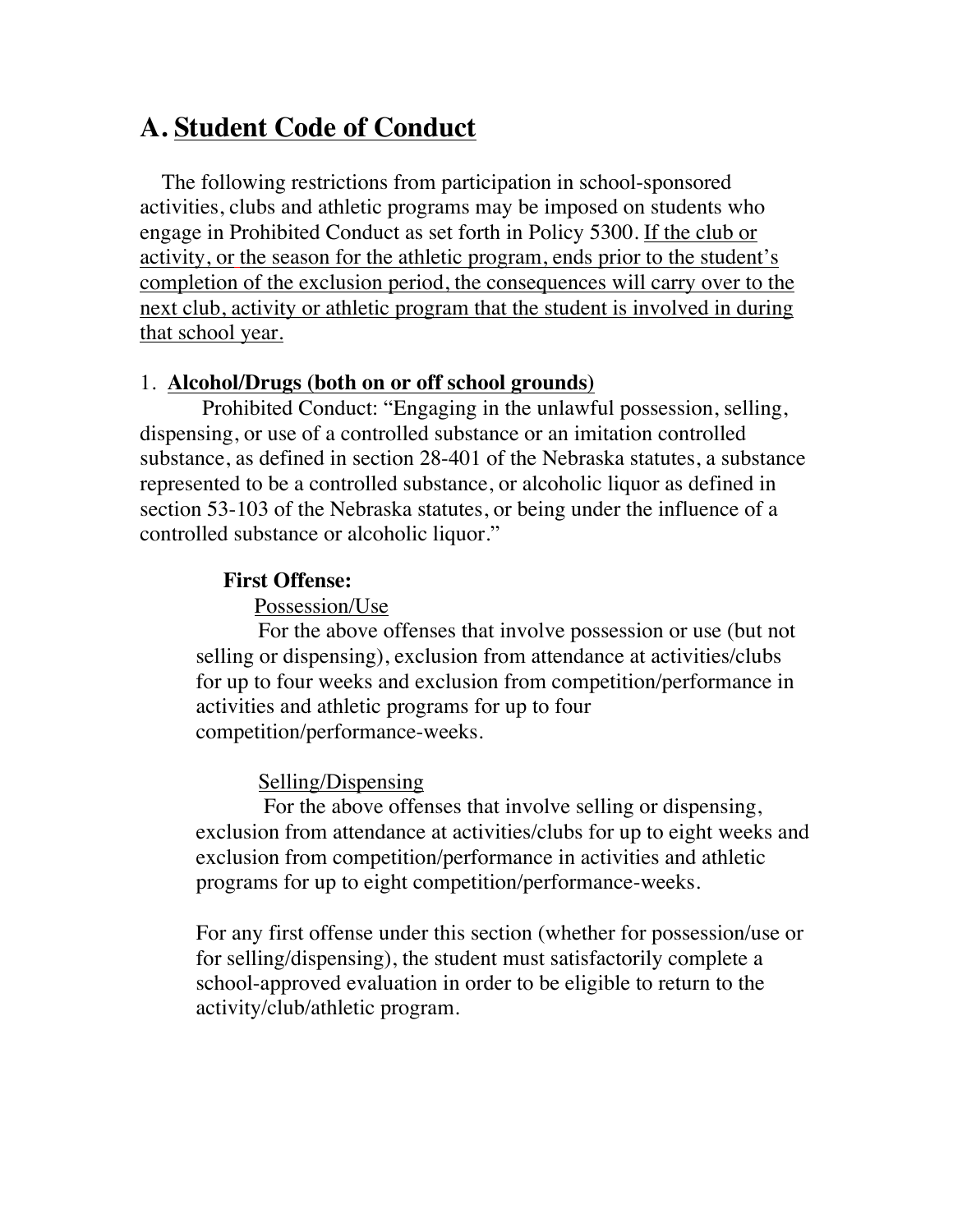## A. Student Code of Conduct

The following restrictions from participation in school-sponsored activities, clubs and athletic programs may be imposed on students who engage in Prohibited Conduct as set forth in Policy 5300. If the club or activity, or the season for the athletic program, ends prior to the student's completion of the exclusion period, the consequences will carry over to the next club, activity or athletic program that the student is involved in during that school year.

1. **Alcohol/Drugs (both on or off school grounds)**

Prohibited Conduct: "Engaging in the unlawful possession, selling, dispensing, or use of a controlled substance or an imitation controlled substance, as defined in section 28-401 of the Nebraska statutes, a substance represented to be a controlled substance, or alcoholic liquor as defined in section 53-103 of the Nebraska statutes, or being under the influence of a controlled substance or alcoholic liquor."

**First Offense:**

Possession/Use

For the above offenses that involve possession or use (but not selling or dispensing), exclusion from attendance at activities/clubs for up to four weeks and exclusion from competition/performance in activities and athletic programs for up to four competition/performance-weeks.

Selling/Dispensing

For the above offenses that involve selling or dispensing, exclusion from attendance at activities/clubs for up to eight weeks and exclusion from competition/performance in activities and athletic programs for up to eight competition/performance-weeks.

For any first offense under this section (whether for possession/use or for selling/dispensing), the student must satisfactorily complete a school-approved evaluation in order to be eligible to return to the activity/club/athletic program.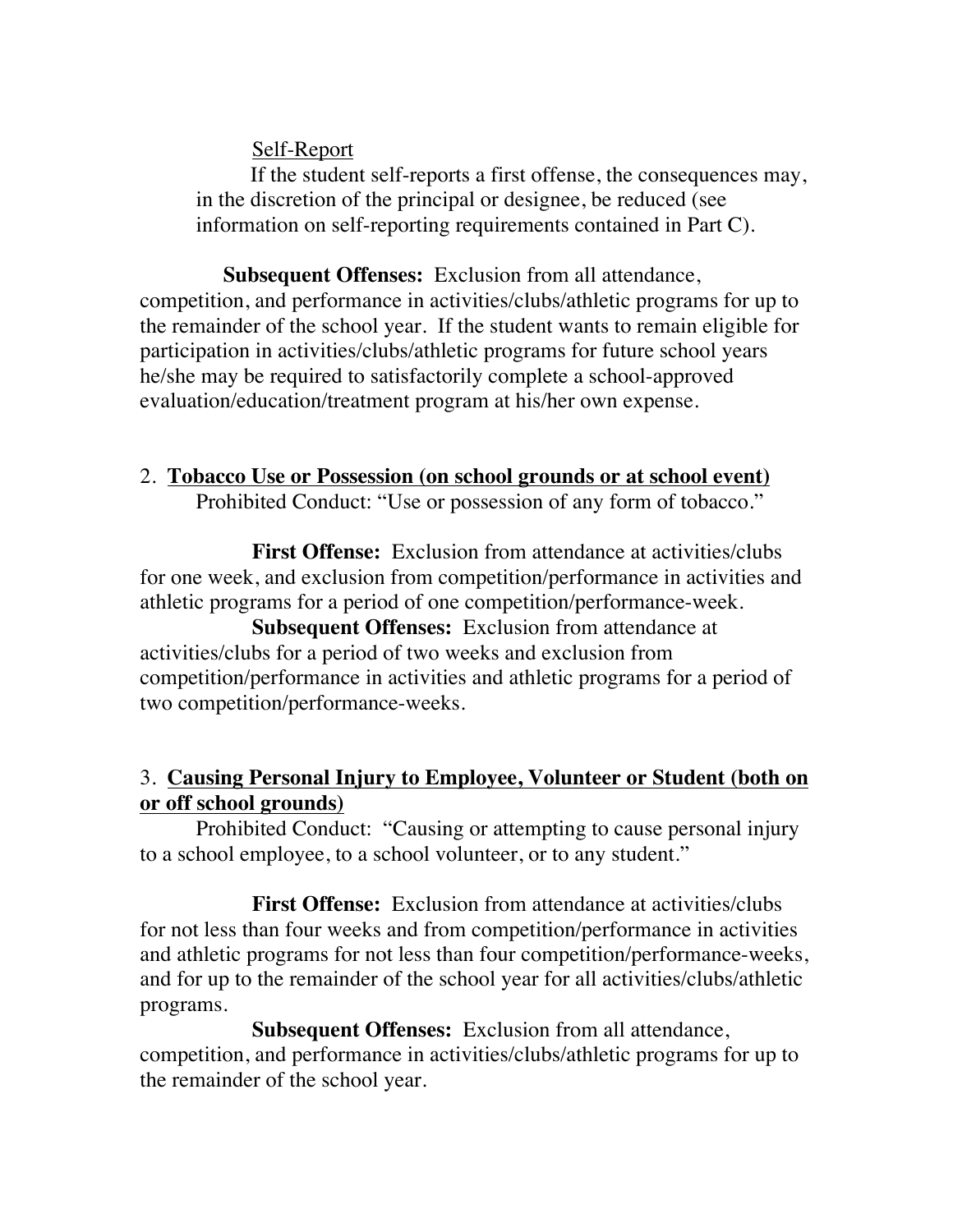Self-Report

If the student self-reports a first offense, the consequences may, in the discretion of the principal or designee, be reduced (see information on self-reporting requirements contained in Part C).

**Subsequent Offenses:** Exclusion from all attendance, competition, and performance in activities/clubs/athletic programs for up to the remainder of the school year. If the student wants to remain eligible for participation in activities/clubs/athletic programs for future school years he/she may be required to satisfactorily complete a school-approved evaluation/education/treatment program at his/her own expense.

2. **Tobacco Use or Possession (on school grounds or at school event)**

Prohibited Conduct: "Use or possession of any form of tobacco."

**First Offense:** Exclusion from attendance at activities/clubs for one week, and exclusion from competition/performance in activities and athletic programs for a period of one competition/performance-week.

**Subsequent Offenses:** Exclusion from attendance at activities/clubs for a period of two weeks and exclusion from competition/performance in activities and athletic programs for a period of two competition/performance-weeks.

3. **Causing Personal Injury to Employee, Volunteer or Student (both on or off school grounds)**

Prohibited Conduct: "Causing or attempting to cause personal injury to a school employee, to a school volunteer, or to any student."

**First Offense:** Exclusion from attendance at activities/clubs for not less than four weeks and from competition/performance in activities and athletic programs for not less than four competition/performance-weeks, and for up to the remainder of the school year for all activities/clubs/athletic programs.

**Subsequent Offenses:** Exclusion from all attendance, competition, and performance in activities/clubs/athletic programs for up to the remainder of the school year.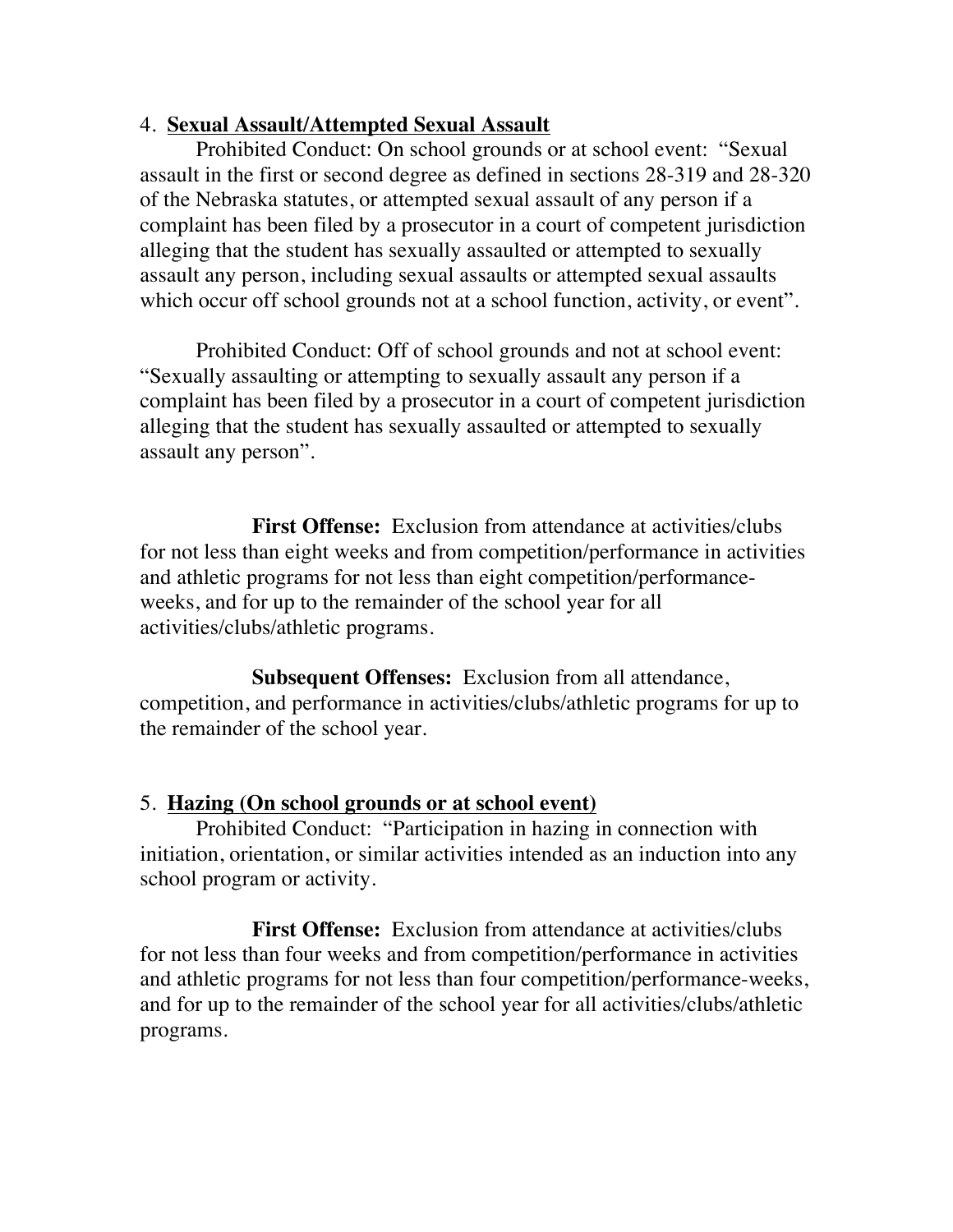## 4. Sexual Assault/Attempted Sexual Assault

Prohibited Conduct: On school grounds or at school event: "Sexual assault in the first or second degree as defined in sections 28-319 and 28-320 of the Nebraska statutes, or attempted sexual assault of any person if a complaint has been filed by a prosecutor in a court of competent jurisdiction alleging that the student has sexually assaulted or attempted to sexually assault any person, including sexual assaults or attempted sexual assaults which occur off school grounds not at a school function, activity, or event".

Prohibited Conduct: Off of school grounds and not at school event: "Sexually assaulting or attempting to sexually assault any person if a complaint has been filed by a prosecutor in a court of competent jurisdiction alleging that the student has sexually assaulted or attempted to sexually assault any person".

**First Offense:** Exclusion from attendance at activities/clubs for not less than eight weeks and from competition/performance in activities and athletic programs for not less than eight competition/performance-weeks, and for up to the remainder of the school year for all activities/clubs/athletic programs.

**Subsequent Offenses:** Exclusion from all attendance, competition, and performance in activities/clubs/athletic programs for up to the remainder of the school year.

## 5. Hazing (On school grounds or at school event)

Prohibited Conduct: "Participation in hazing in connection with initiation, orientation, or similar activities intended as an induction into any school program or activity.

**First Offense:** Exclusion from attendance at activities/clubs for not less than four weeks and from competition/performance in activities and athletic programs for not less than four competition/performance-weeks, and for up to the remainder of the school year for all activities/clubs/athletic programs.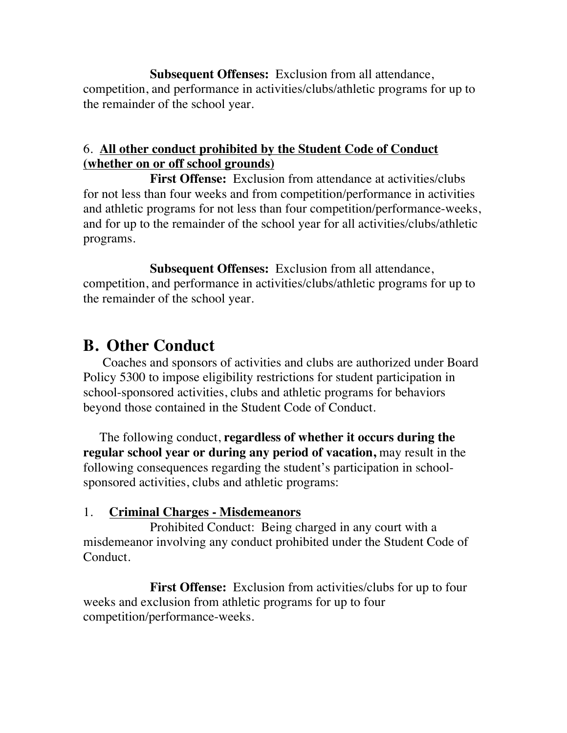**Subsequent Offenses:** Exclusion from all attendance, competition, and performance in activities/clubs/athletic programs for up to the remainder of the school year.

6. **<u>All other conduct prohibited by the Student Code of Conduct (whether on or off school grounds)</u>**

**First Offense:** Exclusion from attendance at activities/clubs for not less than four weeks and from competition/performance in activities and athletic programs for not less than four competition/performance-weeks, and for up to the remainder of the school year for all activities/clubs/athletic programs.

**Subsequent Offenses:** Exclusion from all attendance, competition, and performance in activities/clubs/athletic programs for up to the remainder of the school year.

## B. Other Conduct

Coaches and sponsors of activities and clubs are authorized under Board Policy 5300 to impose eligibility restrictions for student participation in school-sponsored activities, clubs and athletic programs for behaviors beyond those contained in the Student Code of Conduct.

The following conduct, **regardless of whether it occurs during the regular school year or during any period of vacation,** may result in the following consequences regarding the student's participation in school-sponsored activities, clubs and athletic programs:

1. **<u>Criminal Charges - Misdemeanors</u>**

Prohibited Conduct: Being charged in any court with a misdemeanor involving any conduct prohibited under the Student Code of Conduct.

**First Offense:** Exclusion from activities/clubs for up to four weeks and exclusion from athletic programs for up to four competition/performance-weeks.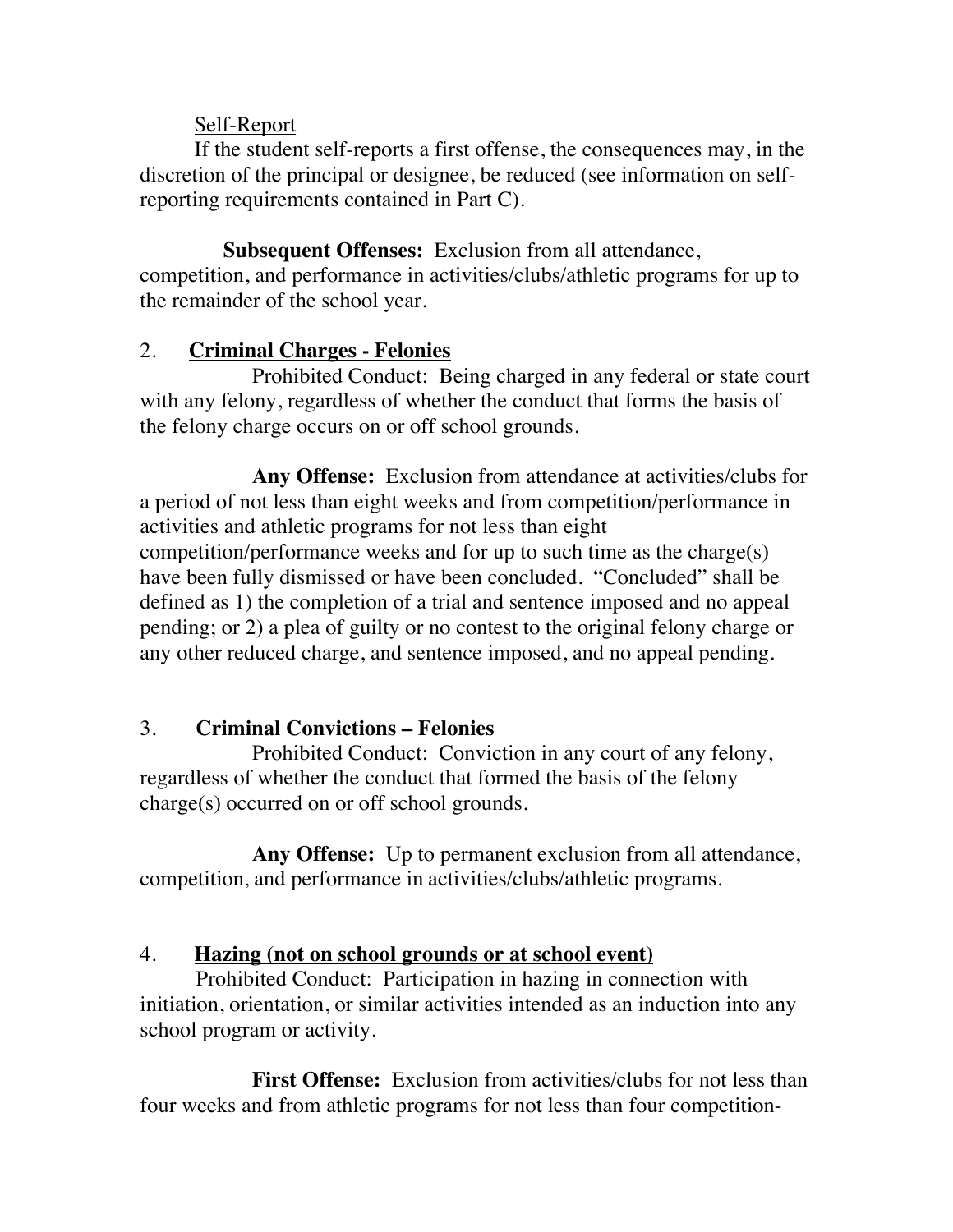Self-Report

If the student self-reports a first offense, the consequences may, in the discretion of the principal or designee, be reduced (see information on self-reporting requirements contained in Part C).

**Subsequent Offenses:** Exclusion from all attendance, competition, and performance in activities/clubs/athletic programs for up to the remainder of the school year.

2. **Criminal Charges - Felonies**

Prohibited Conduct: Being charged in any federal or state court with any felony, regardless of whether the conduct that forms the basis of the felony charge occurs on or off school grounds.

**Any Offense:** Exclusion from attendance at activities/clubs for a period of not less than eight weeks and from competition/performance in activities and athletic programs for not less than eight competition/performance weeks and for up to such time as the charge(s) have been fully dismissed or have been concluded. "Concluded" shall be defined as 1) the completion of a trial and sentence imposed and no appeal pending; or 2) a plea of guilty or no contest to the original felony charge or any other reduced charge, and sentence imposed, and no appeal pending.

3. **Criminal Convictions – Felonies**

Prohibited Conduct: Conviction in any court of any felony, regardless of whether the conduct that formed the basis of the felony charge(s) occurred on or off school grounds.

**Any Offense:** Up to permanent exclusion from all attendance, competition, and performance in activities/clubs/athletic programs.

4. **Hazing (not on school grounds or at school event)**

Prohibited Conduct: Participation in hazing in connection with initiation, orientation, or similar activities intended as an induction into any school program or activity.

**First Offense:** Exclusion from activities/clubs for not less than four weeks and from athletic programs for not less than four competition-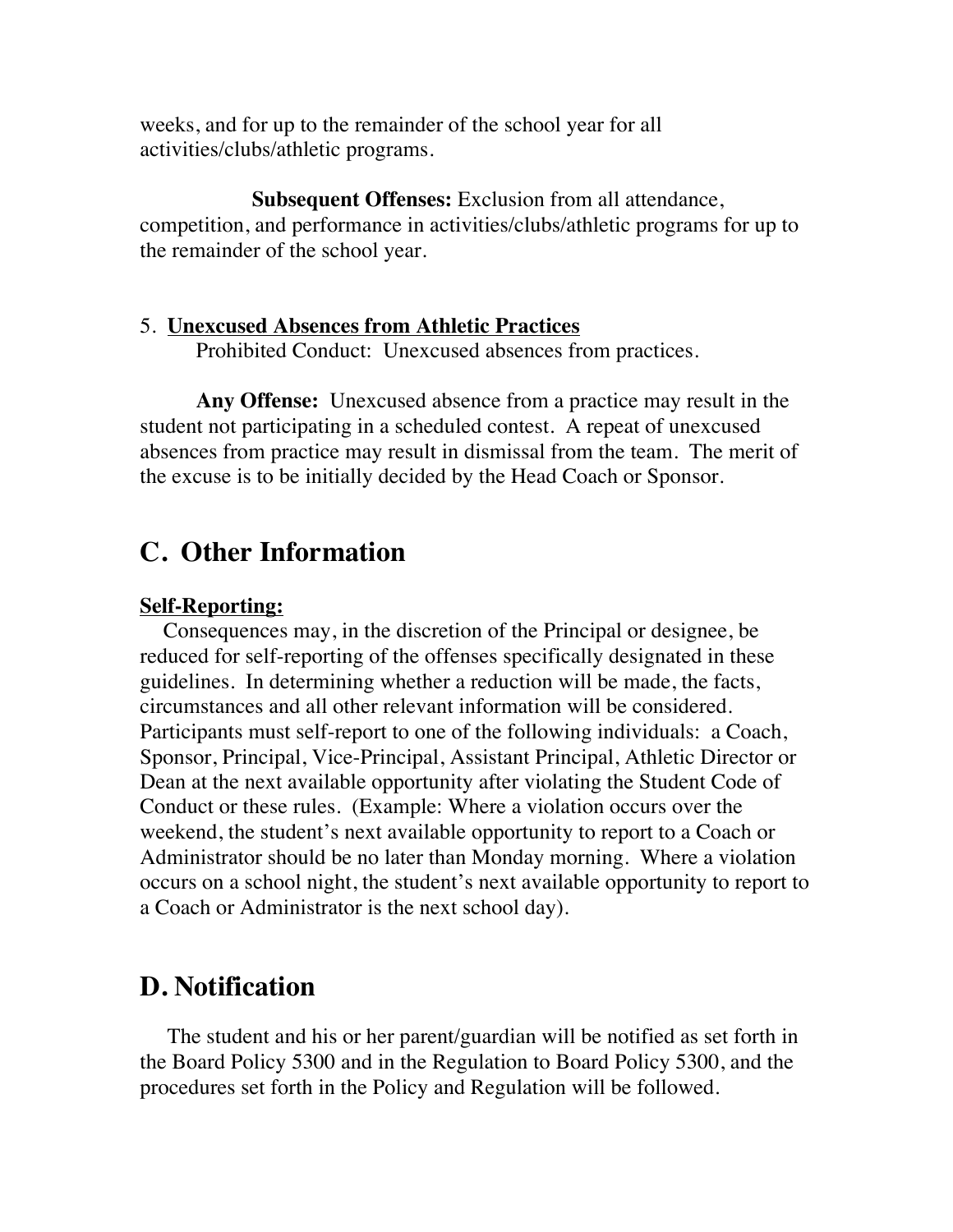weeks, and for up to the remainder of the school year for all activities/clubs/athletic programs.

**Subsequent Offenses:** Exclusion from all attendance, competition, and performance in activities/clubs/athletic programs for up to the remainder of the school year.

5. **Unexcused Absences from Athletic Practices**

Prohibited Conduct: Unexcused absences from practices.

**Any Offense:** Unexcused absence from a practice may result in the student not participating in a scheduled contest. A repeat of unexcused absences from practice may result in dismissal from the team. The merit of the excuse is to be initially decided by the Head Coach or Sponsor.

## C. Other Information

**Self-Reporting:**

Consequences may, in the discretion of the Principal or designee, be reduced for self-reporting of the offenses specifically designated in these guidelines. In determining whether a reduction will be made, the facts, circumstances and all other relevant information will be considered. Participants must self-report to one of the following individuals: a Coach, Sponsor, Principal, Vice-Principal, Assistant Principal, Athletic Director or Dean at the next available opportunity after violating the Student Code of Conduct or these rules. (Example: Where a violation occurs over the weekend, the student's next available opportunity to report to a Coach or Administrator should be no later than Monday morning. Where a violation occurs on a school night, the student's next available opportunity to report to a Coach or Administrator is the next school day).

## D. Notification

The student and his or her parent/guardian will be notified as set forth in the Board Policy 5300 and in the Regulation to Board Policy 5300, and the procedures set forth in the Policy and Regulation will be followed.